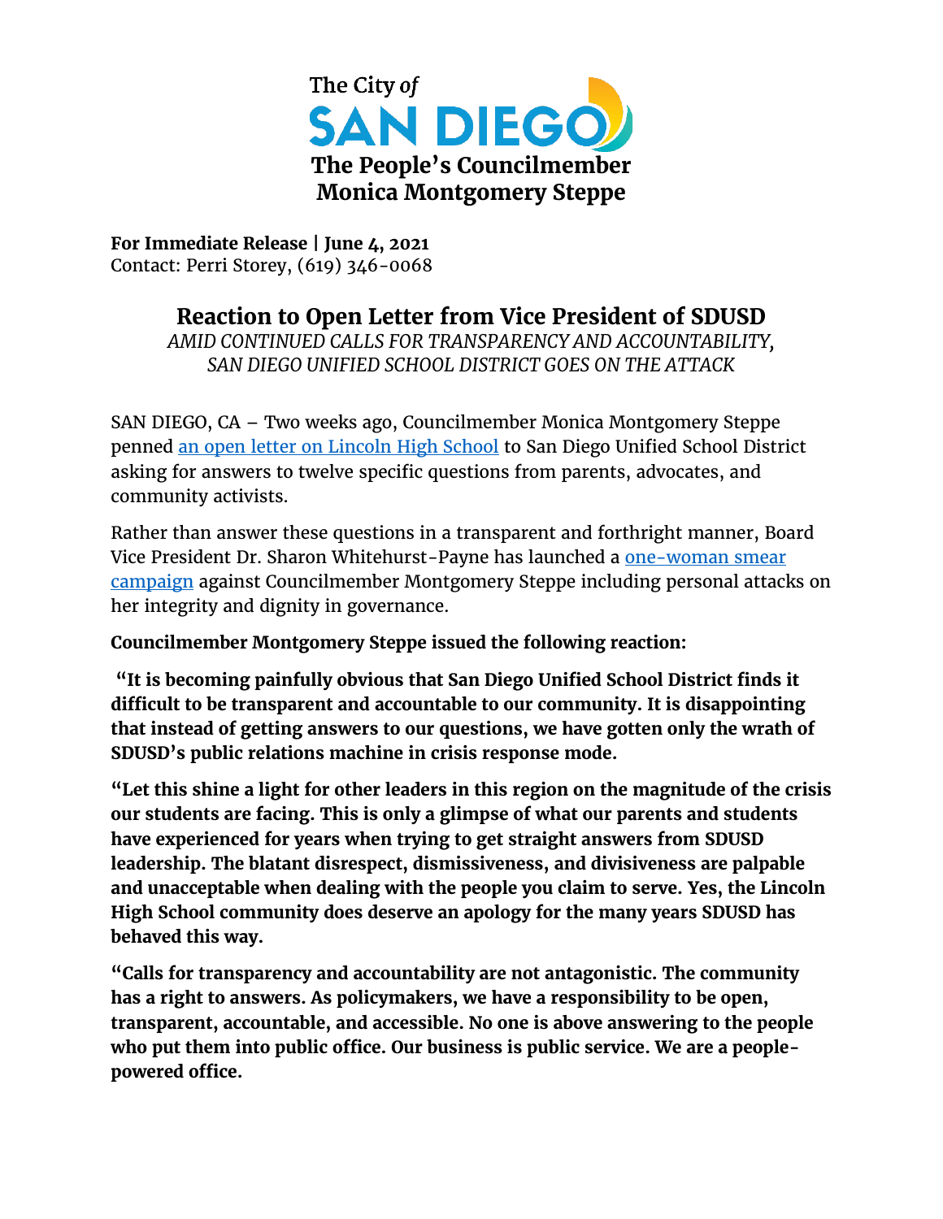The City *of*

SAN DIEGO

**The People's Councilmember**
**Monica Montgomery Steppe**

**For Immediate Release | June 4, 2021**
Contact: Perri Storey, (619) 346-0068

## Reaction to Open Letter from Vice President of SDUSD

*AMID CONTINUED CALLS FOR TRANSPARENCY AND ACCOUNTABILITY, SAN DIEGO UNIFIED SCHOOL DISTRICT GOES ON THE ATTACK*

SAN DIEGO, CA – Two weeks ago, Councilmember Monica Montgomery Steppe penned an open letter on Lincoln High School to San Diego Unified School District asking for answers to twelve specific questions from parents, advocates, and community activists.

Rather than answer these questions in a transparent and forthright manner, Board Vice President Dr. Sharon Whitehurst-Payne has launched a one-woman smear campaign against Councilmember Montgomery Steppe including personal attacks on her integrity and dignity in governance.

**Councilmember Montgomery Steppe issued the following reaction:**

**"It is becoming painfully obvious that San Diego Unified School District finds it difficult to be transparent and accountable to our community. It is disappointing that instead of getting answers to our questions, we have gotten only the wrath of SDUSD's public relations machine in crisis response mode.**

**"Let this shine a light for other leaders in this region on the magnitude of the crisis our students are facing. This is only a glimpse of what our parents and students have experienced for years when trying to get straight answers from SDUSD leadership. The blatant disrespect, dismissiveness, and divisiveness are palpable and unacceptable when dealing with the people you claim to serve. Yes, the Lincoln High School community does deserve an apology for the many years SDUSD has behaved this way.**

**"Calls for transparency and accountability are not antagonistic. The community has a right to answers. As policymakers, we have a responsibility to be open, transparent, accountable, and accessible. No one is above answering to the people who put them into public office. Our business is public service. We are a people-powered office.**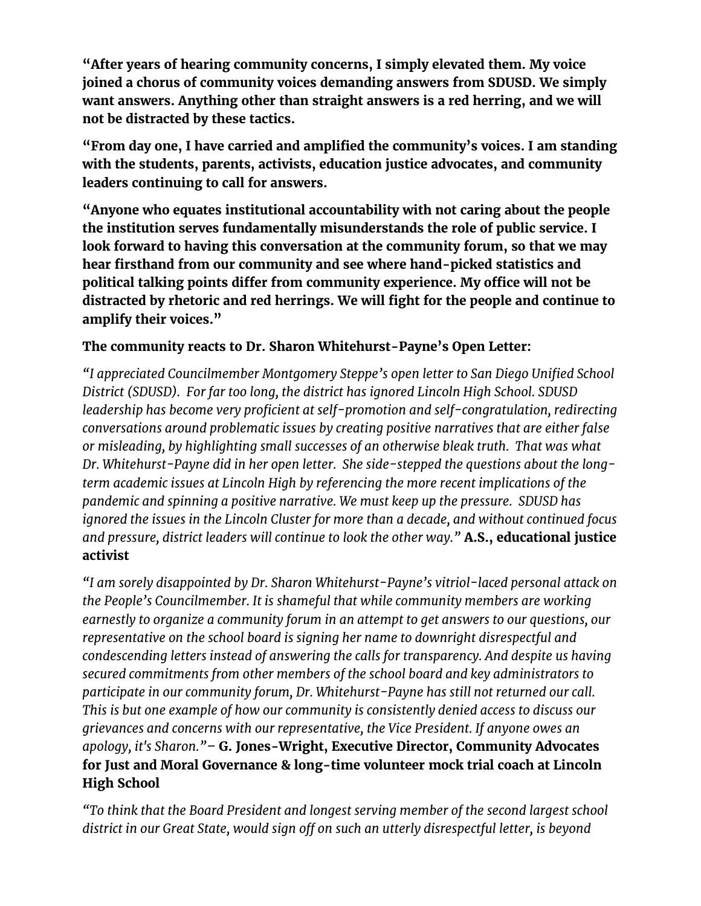**"After years of hearing community concerns, I simply elevated them. My voice joined a chorus of community voices demanding answers from SDUSD. We simply want answers. Anything other than straight answers is a red herring, and we will not be distracted by these tactics.**

**"From day one, I have carried and amplified the community's voices. I am standing with the students, parents, activists, education justice advocates, and community leaders continuing to call for answers.**

**"Anyone who equates institutional accountability with not caring about the people the institution serves fundamentally misunderstands the role of public service. I look forward to having this conversation at the community forum, so that we may hear firsthand from our community and see where hand-picked statistics and political talking points differ from community experience. My office will not be distracted by rhetoric and red herrings. We will fight for the people and continue to amplify their voices."**

**The community reacts to Dr. Sharon Whitehurst-Payne's Open Letter:**

*"I appreciated Councilmember Montgomery Steppe's open letter to San Diego Unified School District (SDUSD). For far too long, the district has ignored Lincoln High School. SDUSD leadership has become very proficient at self-promotion and self-congratulation, redirecting conversations around problematic issues by creating positive narratives that are either false or misleading, by highlighting small successes of an otherwise bleak truth. That was what Dr. Whitehurst-Payne did in her open letter. She side-stepped the questions about the long-term academic issues at Lincoln High by referencing the more recent implications of the pandemic and spinning a positive narrative. We must keep up the pressure. SDUSD has ignored the issues in the Lincoln Cluster for more than a decade, and without continued focus and pressure, district leaders will continue to look the other way."* **A.S., educational justice activist**

*"I am sorely disappointed by Dr. Sharon Whitehurst-Payne's vitriol-laced personal attack on the People's Councilmember. It is shameful that while community members are working earnestly to organize a community forum in an attempt to get answers to our questions, our representative on the school board is signing her name to downright disrespectful and condescending letters instead of answering the calls for transparency. And despite us having secured commitments from other members of the school board and key administrators to participate in our community forum, Dr. Whitehurst-Payne has still not returned our call. This is but one example of how our community is consistently denied access to discuss our grievances and concerns with our representative, the Vice President. If anyone owes an apology, it's Sharon."* – **G. Jones-Wright, Executive Director, Community Advocates for Just and Moral Governance & long-time volunteer mock trial coach at Lincoln High School**

*"To think that the Board President and longest serving member of the second largest school district in our Great State, would sign off on such an utterly disrespectful letter, is beyond*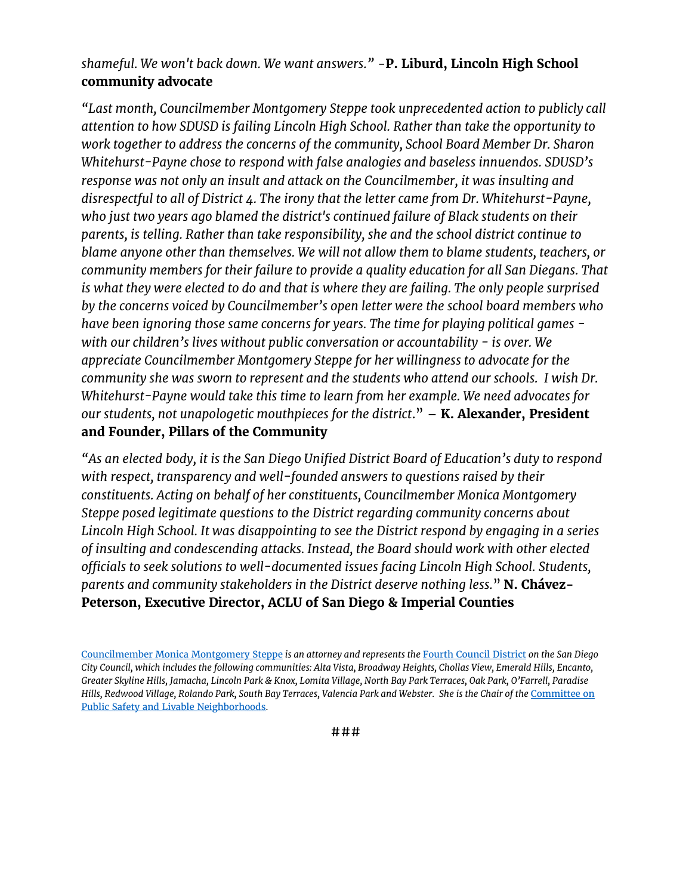*shameful. We won't back down. We want answers."* -**P. Liburd, Lincoln High School community advocate**

*"Last month, Councilmember Montgomery Steppe took unprecedented action to publicly call attention to how SDUSD is failing Lincoln High School. Rather than take the opportunity to work together to address the concerns of the community, School Board Member Dr. Sharon Whitehurst-Payne chose to respond with false analogies and baseless innuendos. SDUSD's response was not only an insult and attack on the Councilmember, it was insulting and disrespectful to all of District 4. The irony that the letter came from Dr. Whitehurst-Payne, who just two years ago blamed the district's continued failure of Black students on their parents, is telling. Rather than take responsibility, she and the school district continue to blame anyone other than themselves. We will not allow them to blame students, teachers, or community members for their failure to provide a quality education for all San Diegans. That is what they were elected to do and that is where they are failing. The only people surprised by the concerns voiced by Councilmember's open letter were the school board members who have been ignoring those same concerns for years. The time for playing political games - with our children's lives without public conversation or accountability - is over. We appreciate Councilmember Montgomery Steppe for her willingness to advocate for the community she was sworn to represent and the students who attend our schools. I wish Dr. Whitehurst-Payne would take this time to learn from her example. We need advocates for our students, not unapologetic mouthpieces for the district*." – **K. Alexander, President and Founder, Pillars of the Community**

*"As an elected body, it is the San Diego Unified District Board of Education's duty to respond with respect, transparency and well-founded answers to questions raised by their constituents. Acting on behalf of her constituents, Councilmember Monica Montgomery Steppe posed legitimate questions to the District regarding community concerns about Lincoln High School. It was disappointing to see the District respond by engaging in a series of insulting and condescending attacks. Instead, the Board should work with other elected officials to seek solutions to well-documented issues facing Lincoln High School. Students, parents and community stakeholders in the District deserve nothing less.*" **N. Chávez-Peterson, Executive Director, ACLU of San Diego & Imperial Counties**

*Councilmember Monica Montgomery Steppe is an attorney and represents the Fourth Council District on the San Diego City Council, which includes the following communities: Alta Vista, Broadway Heights, Chollas View, Emerald Hills, Encanto, Greater Skyline Hills, Jamacha, Lincoln Park & Knox, Lomita Village, North Bay Park Terraces, Oak Park, O'Farrell, Paradise Hills, Redwood Village, Rolando Park, South Bay Terraces, Valencia Park and Webster. She is the Chair of the Committee on Public Safety and Livable Neighborhoods.*

###